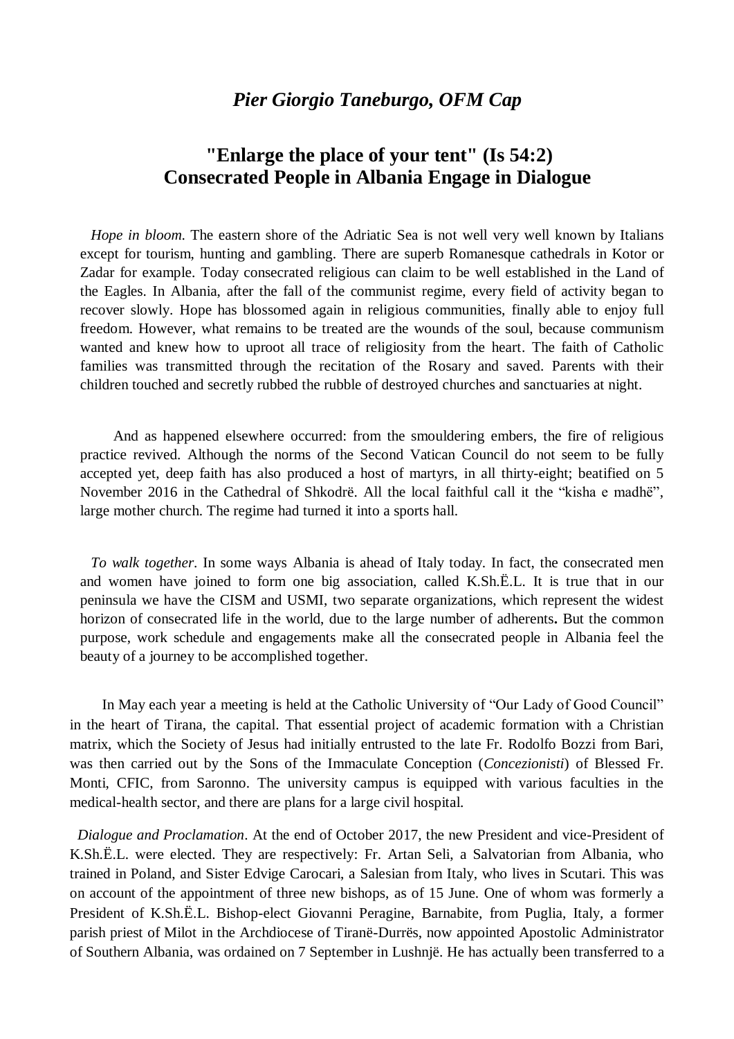*Pier Giorgio Taneburgo, OFM Cap*

## "Enlarge the place of your tent" (Is 54:2) Consecrated People in Albania Engage in Dialogue

*Hope in bloom*. The eastern shore of the Adriatic Sea is not well very well known by Italians except for tourism, hunting and gambling. There are superb Romanesque cathedrals in Kotor or Zadar for example. Today consecrated religious can claim to be well established in the Land of the Eagles. In Albania, after the fall of the communist regime, every field of activity began to recover slowly. Hope has blossomed again in religious communities, finally able to enjoy full freedom. However, what remains to be treated are the wounds of the soul, because communism wanted and knew how to uproot all trace of religiosity from the heart. The faith of Catholic families was transmitted through the recitation of the Rosary and saved. Parents with their children touched and secretly rubbed the rubble of destroyed churches and sanctuaries at night.

And as happened elsewhere occurred: from the smouldering embers, the fire of religious practice revived. Although the norms of the Second Vatican Council do not seem to be fully accepted yet, deep faith has also produced a host of martyrs, in all thirty-eight; beatified on 5 November 2016 in the Cathedral of Shkodrë. All the local faithful call it the "kisha e madhë", large mother church. The regime had turned it into a sports hall.

*To walk together*. In some ways Albania is ahead of Italy today. In fact, the consecrated men and women have joined to form one big association, called K.Sh.Ë.L. It is true that in our peninsula we have the CISM and USMI, two separate organizations, which represent the widest horizon of consecrated life in the world, due to the large number of adherents**.** But the common purpose, work schedule and engagements make all the consecrated people in Albania feel the beauty of a journey to be accomplished together.

In May each year a meeting is held at the Catholic University of "Our Lady of Good Council" in the heart of Tirana, the capital. That essential project of academic formation with a Christian matrix, which the Society of Jesus had initially entrusted to the late Fr. Rodolfo Bozzi from Bari, was then carried out by the Sons of the Immaculate Conception (*Concezionisti*) of Blessed Fr. Monti, CFIC, from Saronno. The university campus is equipped with various faculties in the medical-health sector, and there are plans for a large civil hospital.

*Dialogue and Proclamation*. At the end of October 2017, the new President and vice-President of K.Sh.Ë.L. were elected. They are respectively: Fr. Artan Seli, a Salvatorian from Albania, who trained in Poland, and Sister Edvige Carocari, a Salesian from Italy, who lives in Scutari. This was on account of the appointment of three new bishops, as of 15 June. One of whom was formerly a President of K.Sh.Ë.L. Bishop-elect Giovanni Peragine, Barnabite, from Puglia, Italy, a former parish priest of Milot in the Archdiocese of Tiranë-Durrës, now appointed Apostolic Administrator of Southern Albania, was ordained on 7 September in Lushnjë. He has actually been transferred to a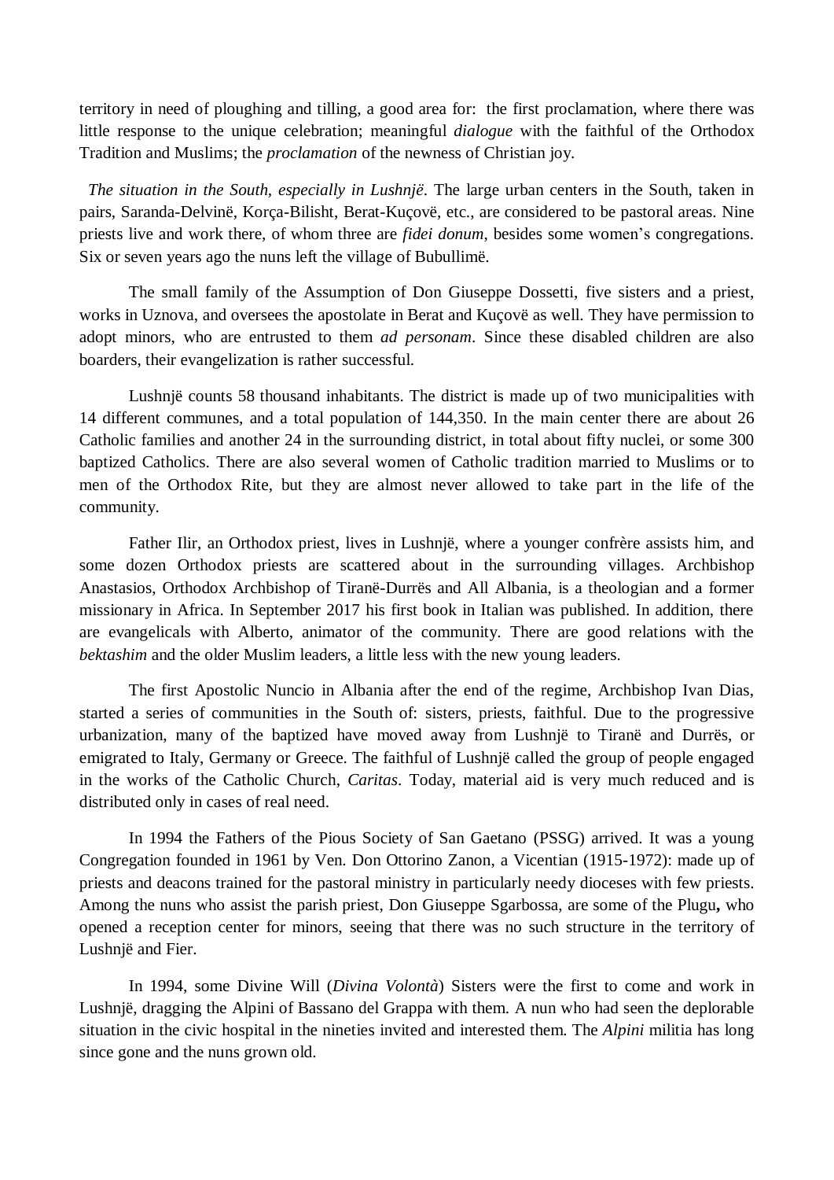territory in need of ploughing and tilling, a good area for: the first proclamation, where there was little response to the unique celebration; meaningful *dialogue* with the faithful of the Orthodox Tradition and Muslims; the *proclamation* of the newness of Christian joy.

*The situation in the South, especially in Lushnjë*. The large urban centers in the South, taken in pairs, Saranda-Delvinë, Korça-Bilisht, Berat-Kuçovë, etc., are considered to be pastoral areas. Nine priests live and work there, of whom three are *fidei donum*, besides some women's congregations. Six or seven years ago the nuns left the village of Bubullimë.

The small family of the Assumption of Don Giuseppe Dossetti, five sisters and a priest, works in Uznova, and oversees the apostolate in Berat and Kuçovë as well. They have permission to adopt minors, who are entrusted to them *ad personam*. Since these disabled children are also boarders, their evangelization is rather successful.

Lushnjë counts 58 thousand inhabitants. The district is made up of two municipalities with 14 different communes, and a total population of 144,350. In the main center there are about 26 Catholic families and another 24 in the surrounding district, in total about fifty nuclei, or some 300 baptized Catholics. There are also several women of Catholic tradition married to Muslims or to men of the Orthodox Rite, but they are almost never allowed to take part in the life of the community.

Father Ilir, an Orthodox priest, lives in Lushnjë, where a younger confrère assists him, and some dozen Orthodox priests are scattered about in the surrounding villages. Archbishop Anastasios, Orthodox Archbishop of Tiranë-Durrës and All Albania, is a theologian and a former missionary in Africa. In September 2017 his first book in Italian was published. In addition, there are evangelicals with Alberto, animator of the community. There are good relations with the *bektashim* and the older Muslim leaders, a little less with the new young leaders.

The first Apostolic Nuncio in Albania after the end of the regime, Archbishop Ivan Dias, started a series of communities in the South of: sisters, priests, faithful. Due to the progressive urbanization, many of the baptized have moved away from Lushnjë to Tiranë and Durrës, or emigrated to Italy, Germany or Greece. The faithful of Lushnjë called the group of people engaged in the works of the Catholic Church, *Caritas*. Today, material aid is very much reduced and is distributed only in cases of real need.

In 1994 the Fathers of the Pious Society of San Gaetano (PSSG) arrived. It was a young Congregation founded in 1961 by Ven. Don Ottorino Zanon, a Vicentian (1915-1972): made up of priests and deacons trained for the pastoral ministry in particularly needy dioceses with few priests. Among the nuns who assist the parish priest, Don Giuseppe Sgarbossa, are some of the Plugu**,** who opened a reception center for minors, seeing that there was no such structure in the territory of Lushnjë and Fier.

In 1994, some Divine Will (*Divina Volontà*) Sisters were the first to come and work in Lushnjë, dragging the Alpini of Bassano del Grappa with them. A nun who had seen the deplorable situation in the civic hospital in the nineties invited and interested them. The *Alpini* militia has long since gone and the nuns grown old.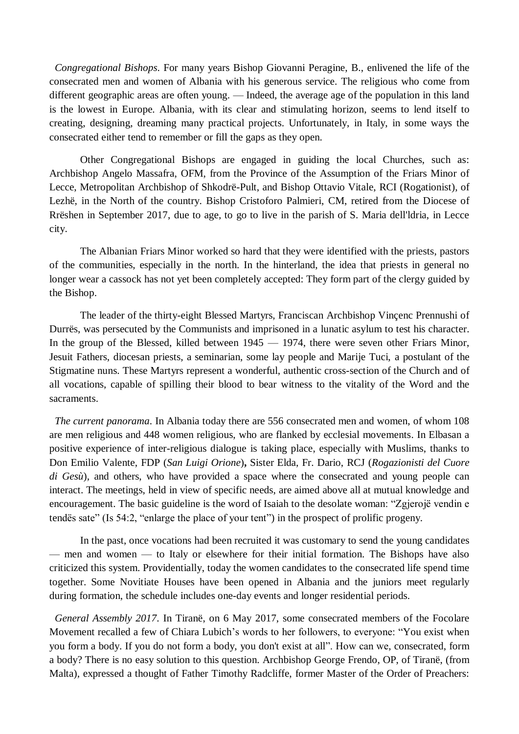*Congregational Bishops*. For many years Bishop Giovanni Peragine, B., enlivened the life of the consecrated men and women of Albania with his generous service. The religious who come from different geographic areas are often young. — Indeed, the average age of the population in this land is the lowest in Europe. Albania, with its clear and stimulating horizon, seems to lend itself to creating, designing, dreaming many practical projects. Unfortunately, in Italy, in some ways the consecrated either tend to remember or fill the gaps as they open.

Other Congregational Bishops are engaged in guiding the local Churches, such as: Archbishop Angelo Massafra, OFM, from the Province of the Assumption of the Friars Minor of Lecce, Metropolitan Archbishop of Shkodrë-Pult, and Bishop Ottavio Vitale, RCI (Rogationist), of Lezhë, in the North of the country. Bishop Cristoforo Palmieri, CM, retired from the Diocese of Rrëshen in September 2017, due to age, to go to live in the parish of S. Maria dell'ldria, in Lecce city.

The Albanian Friars Minor worked so hard that they were identified with the priests, pastors of the communities, especially in the north. In the hinterland, the idea that priests in general no longer wear a cassock has not yet been completely accepted: They form part of the clergy guided by the Bishop.

The leader of the thirty-eight Blessed Martyrs, Franciscan Archbishop Vinçenc Prennushi of Durrës, was persecuted by the Communists and imprisoned in a lunatic asylum to test his character. In the group of the Blessed, killed between 1945 — 1974, there were seven other Friars Minor, Jesuit Fathers, diocesan priests, a seminarian, some lay people and Marije Tuci, a postulant of the Stigmatine nuns. These Martyrs represent a wonderful, authentic cross-section of the Church and of all vocations, capable of spilling their blood to bear witness to the vitality of the Word and the sacraments.

*The current panorama*. In Albania today there are 556 consecrated men and women, of whom 108 are men religious and 448 women religious, who are flanked by ecclesial movements. In Elbasan a positive experience of inter-religious dialogue is taking place, especially with Muslims, thanks to Don Emilio Valente, FDP (*San Luigi Orione*)**,** Sister Elda, Fr. Dario, RCJ (*Rogazionisti del Cuore di Gesù*), and others, who have provided a space where the consecrated and young people can interact. The meetings, held in view of specific needs, are aimed above all at mutual knowledge and encouragement. The basic guideline is the word of Isaiah to the desolate woman: "Zgjerojë vendin e tendës sate" (Is 54:2, "enlarge the place of your tent") in the prospect of prolific progeny.

In the past, once vocations had been recruited it was customary to send the young candidates — men and women — to Italy or elsewhere for their initial formation. The Bishops have also criticized this system. Providentially, today the women candidates to the consecrated life spend time together. Some Novitiate Houses have been opened in Albania and the juniors meet regularly during formation, the schedule includes one-day events and longer residential periods.

*General Assembly 2017*. In Tiranë, on 6 May 2017, some consecrated members of the Focolare Movement recalled a few of Chiara Lubich's words to her followers, to everyone: "You exist when you form a body. If you do not form a body, you don't exist at all". How can we, consecrated, form a body? There is no easy solution to this question. Archbishop George Frendo, OP, of Tiranë, (from Malta), expressed a thought of Father Timothy Radcliffe, former Master of the Order of Preachers: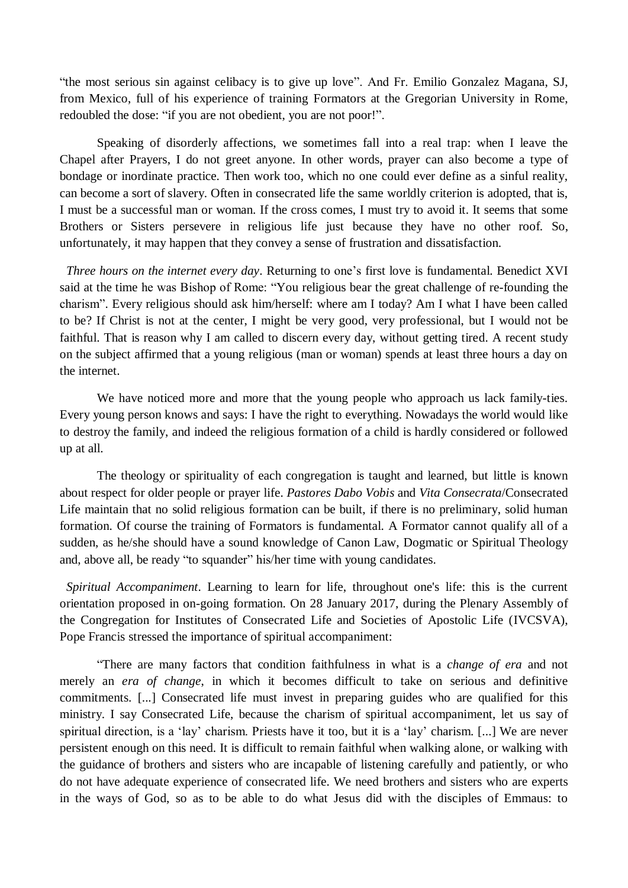"the most serious sin against celibacy is to give up love". And Fr. Emilio Gonzalez Magana, SJ, from Mexico, full of his experience of training Formators at the Gregorian University in Rome, redoubled the dose: "if you are not obedient, you are not poor!".

Speaking of disorderly affections, we sometimes fall into a real trap: when I leave the Chapel after Prayers, I do not greet anyone. In other words, prayer can also become a type of bondage or inordinate practice. Then work too, which no one could ever define as a sinful reality, can become a sort of slavery. Often in consecrated life the same worldly criterion is adopted, that is, I must be a successful man or woman. If the cross comes, I must try to avoid it. It seems that some Brothers or Sisters persevere in religious life just because they have no other roof. So, unfortunately, it may happen that they convey a sense of frustration and dissatisfaction.

*Three hours on the internet every day*. Returning to one's first love is fundamental. Benedict XVI said at the time he was Bishop of Rome: "You religious bear the great challenge of re-founding the charism". Every religious should ask him/herself: where am I today? Am I what I have been called to be? If Christ is not at the center, I might be very good, very professional, but I would not be faithful. That is reason why I am called to discern every day, without getting tired. A recent study on the subject affirmed that a young religious (man or woman) spends at least three hours a day on the internet.

We have noticed more and more that the young people who approach us lack family-ties. Every young person knows and says: I have the right to everything. Nowadays the world would like to destroy the family, and indeed the religious formation of a child is hardly considered or followed up at all.

The theology or spirituality of each congregation is taught and learned, but little is known about respect for older people or prayer life. *Pastores Dabo Vobis* and *Vita Consecrata*/Consecrated Life maintain that no solid religious formation can be built, if there is no preliminary, solid human formation. Of course the training of Formators is fundamental. A Formator cannot qualify all of a sudden, as he/she should have a sound knowledge of Canon Law, Dogmatic or Spiritual Theology and, above all, be ready "to squander" his/her time with young candidates.

*Spiritual Accompaniment*. Learning to learn for life, throughout one's life: this is the current orientation proposed in on-going formation. On 28 January 2017, during the Plenary Assembly of the Congregation for Institutes of Consecrated Life and Societies of Apostolic Life (IVCSVA), Pope Francis stressed the importance of spiritual accompaniment:

"There are many factors that condition faithfulness in what is a *change of era* and not merely an *era of change*, in which it becomes difficult to take on serious and definitive commitments. [...] Consecrated life must invest in preparing guides who are qualified for this ministry. I say Consecrated Life, because the charism of spiritual accompaniment, let us say of spiritual direction, is a 'lay' charism. Priests have it too, but it is a 'lay' charism. [...] We are never persistent enough on this need. It is difficult to remain faithful when walking alone, or walking with the guidance of brothers and sisters who are incapable of listening carefully and patiently, or who do not have adequate experience of consecrated life. We need brothers and sisters who are experts in the ways of God, so as to be able to do what Jesus did with the disciples of Emmaus: to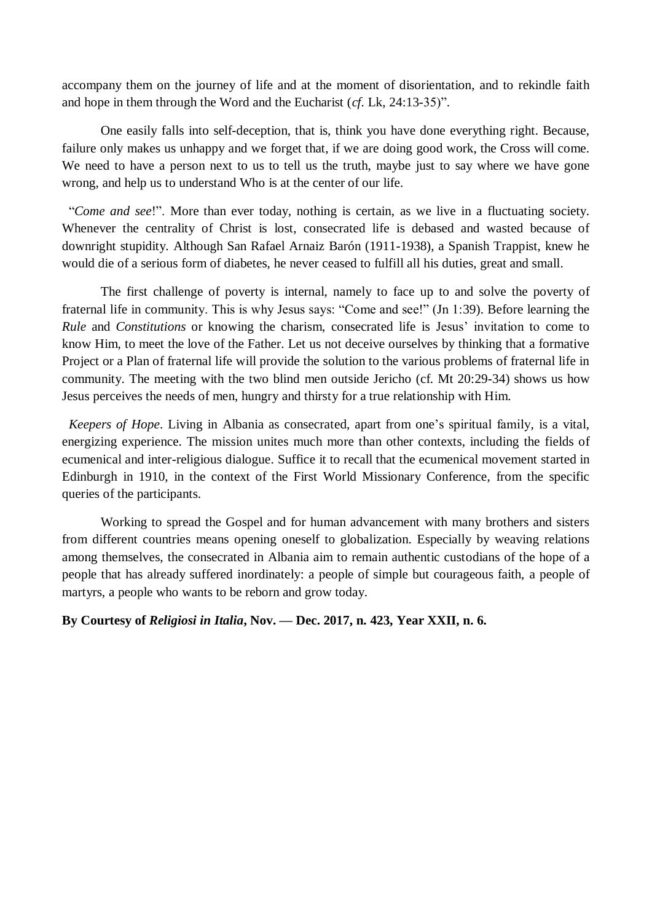accompany them on the journey of life and at the moment of disorientation, and to rekindle faith and hope in them through the Word and the Eucharist (*cf*. Lk, 24:13-35)".

One easily falls into self-deception, that is, think you have done everything right. Because, failure only makes us unhappy and we forget that, if we are doing good work, the Cross will come. We need to have a person next to us to tell us the truth, maybe just to say where we have gone wrong, and help us to understand Who is at the center of our life.

"*Come and see*!". More than ever today, nothing is certain, as we live in a fluctuating society. Whenever the centrality of Christ is lost, consecrated life is debased and wasted because of downright stupidity. Although San Rafael Arnaiz Barón (1911-1938), a Spanish Trappist, knew he would die of a serious form of diabetes, he never ceased to fulfill all his duties, great and small.

The first challenge of poverty is internal, namely to face up to and solve the poverty of fraternal life in community. This is why Jesus says: "Come and see!" (Jn 1:39). Before learning the *Rule* and *Constitutions* or knowing the charism, consecrated life is Jesus' invitation to come to know Him, to meet the love of the Father. Let us not deceive ourselves by thinking that a formative Project or a Plan of fraternal life will provide the solution to the various problems of fraternal life in community. The meeting with the two blind men outside Jericho (cf. Mt 20:29-34) shows us how Jesus perceives the needs of men, hungry and thirsty for a true relationship with Him.

*Keepers of Hope*. Living in Albania as consecrated, apart from one's spiritual family, is a vital, energizing experience. The mission unites much more than other contexts, including the fields of ecumenical and inter-religious dialogue. Suffice it to recall that the ecumenical movement started in Edinburgh in 1910, in the context of the First World Missionary Conference, from the specific queries of the participants.

Working to spread the Gospel and for human advancement with many brothers and sisters from different countries means opening oneself to globalization. Especially by weaving relations among themselves, the consecrated in Albania aim to remain authentic custodians of the hope of a people that has already suffered inordinately: a people of simple but courageous faith, a people of martyrs, a people who wants to be reborn and grow today.

**By Courtesy of *Religiosi in Italia*, Nov. — Dec. 2017, n. 423, Year XXII, n. 6.**